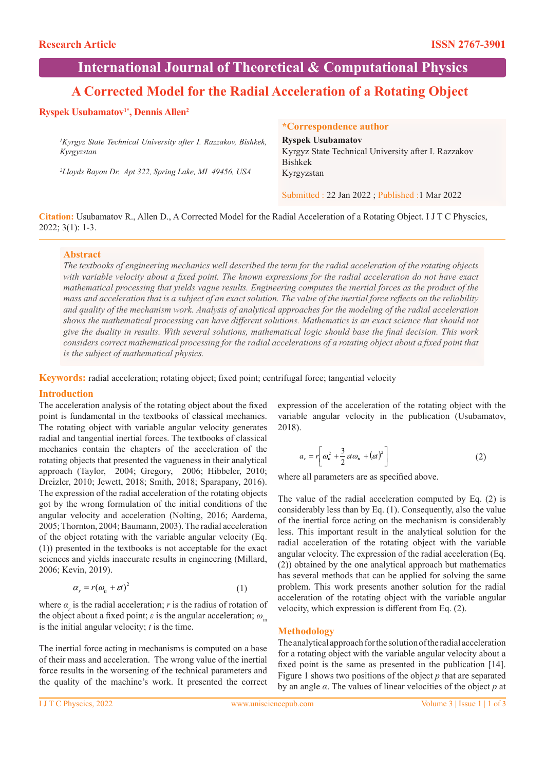Research Article

ISSN 2767-3901

International Journal of Theoretical & Computational Physics

# A Corrected Model for the Radial Acceleration of a Rotating Object

**Ryspek Usubamatov[1*], Dennis Allen[2]**

[1]Kyrgyz State Technical University after I. Razzakov, Bishkek, Kyrgyzstan

[2]Lloyds Bayou Dr. Apt 322, Spring Lake, MI 49456, USA

**\*Correspondence author**
**Ryspek Usubamatov**
Kyrgyz State Technical University after I. Razzakov
Bishkek
Kyrgyzstan

Submitted : 22 Jan 2022 ; Published :1 Mar 2022

**Citation:** Usubamatov R., Allen D., A Corrected Model for the Radial Acceleration of a Rotating Object. I J T C Physcics, 2022; 3(1): 1-3.

## Abstract

*The textbooks of engineering mechanics well described the term for the radial acceleration of the rotating objects with variable velocity about a fixed point. The known expressions for the radial acceleration do not have exact mathematical processing that yields vague results. Engineering computes the inertial forces as the product of the mass and acceleration that is a subject of an exact solution. The value of the inertial force reflects on the reliability and quality of the mechanism work. Analysis of analytical approaches for the modeling of the radial acceleration shows the mathematical processing can have different solutions. Mathematics is an exact science that should not give the duality in results. With several solutions, mathematical logic should base the final decision. This work considers correct mathematical processing for the radial accelerations of a rotating object about a fixed point that is the subject of mathematical physics.*

**Keywords:** radial acceleration; rotating object; fixed point; centrifugal force; tangential velocity

## Introduction

The acceleration analysis of the rotating object about the fixed point is fundamental in the textbooks of classical mechanics. The rotating object with variable angular velocity generates radial and tangential inertial forces. The textbooks of classical mechanics contain the chapters of the acceleration of the rotating objects that presented the vagueness in their analytical approach (Taylor, 2004; Gregory, 2006; Hibbeler, 2010; Dreizler, 2010; Jewett, 2018; Smith, 2018; Sparapany, 2016). The expression of the radial acceleration of the rotating objects got by the wrong formulation of the initial conditions of the angular velocity and acceleration (Nolting, 2016; Aardema, 2005; Thornton, 2004; Baumann, 2003). The radial acceleration of the object rotating with the variable angular velocity (Eq. (1)) presented in the textbooks is not acceptable for the exact sciences and yields inaccurate results in engineering (Millard, 2006; Kevin, 2019).

$$\alpha_r = r(\omega_{in} + \varepsilon t)^2 \tag{1}$$

where $\alpha_r$ is the radial acceleration; $r$ is the radius of rotation of the object about a fixed point; $\varepsilon$ is the angular acceleration; $\omega_{in}$ is the initial angular velocity; $t$ is the time.

The inertial force acting in mechanisms is computed on a base of their mass and acceleration. The wrong value of the inertial force results in the worsening of the technical parameters and the quality of the machine's work. It presented the correct expression of the acceleration of the rotating object with the variable angular velocity in the publication (Usubamatov, 2018).

$$a_r = r\left[\omega_{in}^2 + \frac{3}{2}\varepsilon t\omega_{in} + (\varepsilon t)^2\right] \tag{2}$$

where all parameters are as specified above.

The value of the radial acceleration computed by Eq. (2) is considerably less than by Eq. (1). Consequently, also the value of the inertial force acting on the mechanism is considerably less. This important result in the analytical solution for the radial acceleration of the rotating object with the variable angular velocity. The expression of the radial acceleration (Eq. (2)) obtained by the one analytical approach but mathematics has several methods that can be applied for solving the same problem. This work presents another solution for the radial acceleration of the rotating object with the variable angular velocity, which expression is different from Eq. (2).

## Methodology

The analytical approach for the solution of the radial acceleration for a rotating object with the variable angular velocity about a fixed point is the same as presented in the publication [14]. Figure 1 shows two positions of the object $p$ that are separated by an angle $\alpha$. The values of linear velocities of the object $p$ at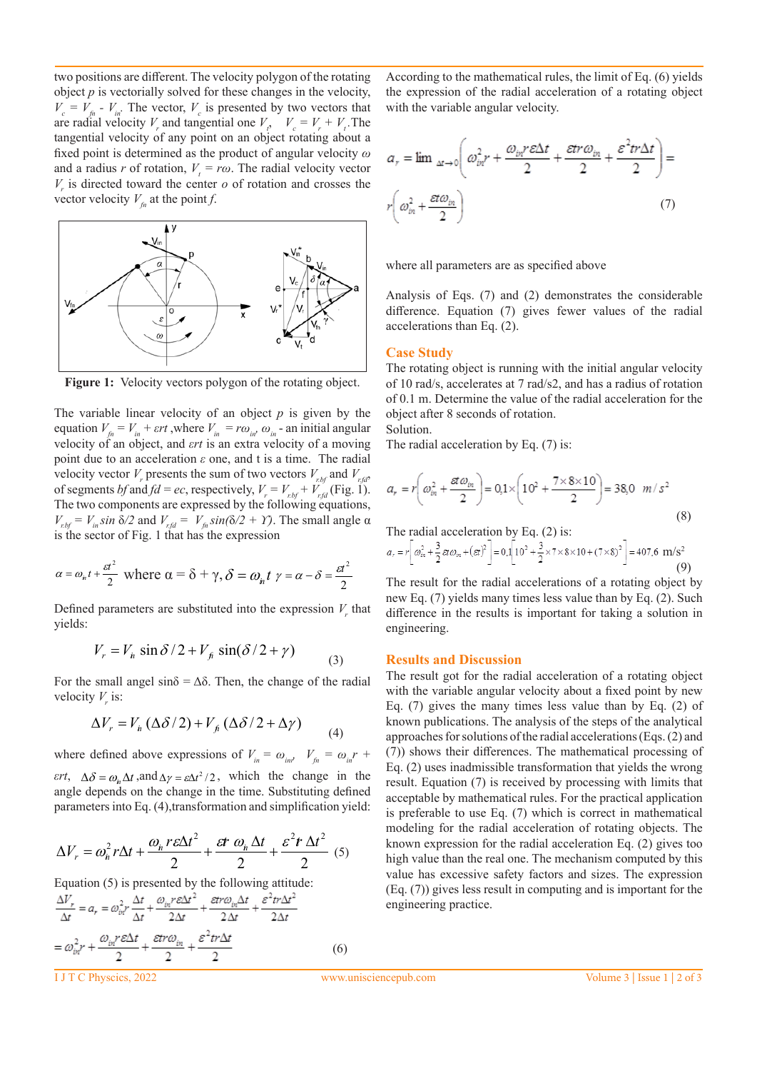two positions are different. The velocity polygon of the rotating object $p$ is vectorially solved for these changes in the velocity, $V_c = V_{fn} - V_{in}$. The vector, $V_c$ is presented by two vectors that are radial velocity $V_r$ and tangential one $V_t$, $V_c = V_r + V_t$. The tangential velocity of any point on an object rotating about a fixed point is determined as the product of angular velocity $\omega$ and a radius $r$ of rotation, $V_t = r\omega$. The radial velocity vector $V_r$ is directed toward the center $o$ of rotation and crosses the vector velocity $V_{fn}$ at the point $f$.

**Figure 1:** Velocity vectors polygon of the rotating object.

The variable linear velocity of an object $p$ is given by the equation $V_{fn} = V_{in} + \varepsilon rt$, where $V_{in} = r\omega_{in}$, $\omega_{in}$ - an initial angular velocity of an object, and $\varepsilon rt$ is an extra velocity of a moving point due to an acceleration $\varepsilon$ one, and t is a time. The radial velocity vector $V_r$ presents the sum of two vectors $V_{r.bf}$ and $V_{r.fd}$, of segments $bf$ and $fd = ec$, respectively, $V_r = V_{r.bf} + V_{r.fd}$ (Fig. 1). The two components are expressed by the following equations, $V_{r.bf} = V_{in} \sin \delta/2$ and $V_{r.fd} = V_{fn} \sin(\delta/2 + \Upsilon)$. The small angle $\alpha$ is the sector of Fig. 1 that has the expression

$$\alpha = \omega_{in} t + \frac{\varepsilon t^2}{2} \text{ where } \alpha = \delta + \gamma, \delta = \omega_{in} t \;\; \gamma = \alpha - \delta = \frac{\varepsilon t^2}{2}$$

Defined parameters are substituted into the expression $V_r$ that yields:

$$V_r = V_{in} \sin \delta/2 + V_{fn} \sin(\delta/2 + \gamma) \tag{3}$$

For the small angel $\sin\delta = \Delta\delta$. Then, the change of the radial velocity $V_r$ is:

$$\Delta V_r = V_{in}(\Delta\delta/2) + V_{fn}(\Delta\delta/2 + \Delta\gamma) \tag{4}$$

where defined above expressions of $V_{in} = \omega_{in} r$, $V_{fn} = \omega_{in} r + \varepsilon rt$, $\Delta\delta = \omega_{in}\Delta t$, and $\Delta\gamma = \varepsilon\Delta t^2/2$, which the change in the angle depends on the change in the time. Substituting defined parameters into Eq. (4), transformation and simplification yield:

$$\Delta V_r = \omega_{in}^2 r\Delta t + \frac{\omega_{in} r\varepsilon\Delta t^2}{2} + \frac{\varepsilon r\,\omega_{in}\Delta t}{2} + \frac{\varepsilon^2 r\,\Delta t^2}{2} \tag{5}$$

Equation (5) is presented by the following attitude:

$$\frac{\Delta V_r}{\Delta t} = a_r = \omega_{in}^2 r\frac{\Delta t}{\Delta t} + \frac{\omega_{in} r\varepsilon\Delta t^2}{2\Delta t} + \frac{\varepsilon r\omega_{in}\Delta t}{2\Delta t} + \frac{\varepsilon^2 tr\Delta t^2}{2\Delta t}$$

$$= \omega_{in}^2 r + \frac{\omega_{in} r\varepsilon\Delta t}{2} + \frac{\varepsilon r\omega_{in}}{2} + \frac{\varepsilon^2 tr\Delta t}{2} \tag{6}$$

According to the mathematical rules, the limit of Eq. (6) yields the expression of the radial acceleration of a rotating object with the variable angular velocity.

$$a_r = \lim_{\Delta t \to 0}\left(\omega_{in}^2 r + \frac{\omega_{in} r\varepsilon\Delta t}{2} + \frac{\varepsilon r\omega_{in}}{2} + \frac{\varepsilon^2 tr\Delta t}{2}\right) = r\left(\omega_{in}^2 + \frac{\varepsilon\omega_{in}}{2}\right) \tag{7}$$

where all parameters are as specified above

Analysis of Eqs. (7) and (2) demonstrates the considerable difference. Equation (7) gives fewer values of the radial accelerations than Eq. (2).

## Case Study

The rotating object is running with the initial angular velocity of 10 rad/s, accelerates at 7 rad/s2, and has a radius of rotation of 0.1 m. Determine the value of the radial acceleration for the object after 8 seconds of rotation.

Solution.

The radial acceleration by Eq. (7) is:

$$a_r = r\left(\omega_{in}^2 + \frac{\varepsilon\omega_{in}}{2}\right) = 0{,}1 \times \left(10^2 + \frac{7 \times 8 \times 10}{2}\right) = 38{,}0 \;\; m/s^2 \tag{8}$$

The radial acceleration by Eq. (2) is:

$$a_r = r\left[\omega_{in}^2 + \frac{3}{2}\varepsilon t\omega_{in} + (\varepsilon t)^2\right] = 0{,}1\left[10^2 + \frac{3}{2} \times 7 \times 8 \times 10 + (7 \times 8)^2\right] = 407{,}6 \text{ m/s}^2 \tag{9}$$

The result for the radial accelerations of a rotating object by new Eq. (7) yields many times less value than by Eq. (2). Such difference in the results is important for taking a solution in engineering.

## Results and Discussion

The result got for the radial acceleration of a rotating object with the variable angular velocity about a fixed point by new Eq. (7) gives the many times less value than by Eq. (2) of known publications. The analysis of the steps of the analytical approaches for solutions of the radial accelerations (Eqs. (2) and (7)) shows their differences. The mathematical processing of Eq. (2) uses inadmissible transformation that yields the wrong result. Equation (7) is received by processing with limits that acceptable by mathematical rules. For the practical application is preferable to use Eq. (7) which is correct in mathematical modeling for the radial acceleration of rotating objects. The known expression for the radial acceleration Eq. (2) gives too high value than the real one. The mechanism computed by this value has excessive safety factors and sizes. The expression (Eq. (7)) gives less result in computing and is important for the engineering practice.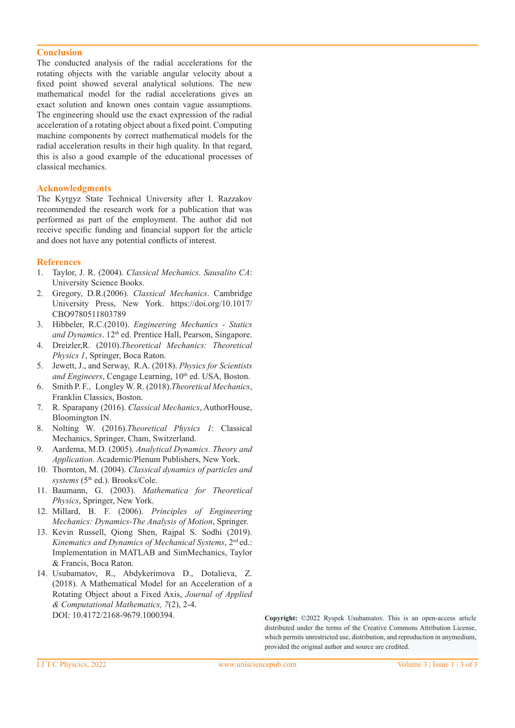## Conclusion

The conducted analysis of the radial accelerations for the rotating objects with the variable angular velocity about a fixed point showed several analytical solutions. The new mathematical model for the radial accelerations gives an exact solution and known ones contain vague assumptions. The engineering should use the exact expression of the radial acceleration of a rotating object about a fixed point. Computing machine components by correct mathematical models for the radial acceleration results in their high quality. In that regard, this is also a good example of the educational processes of classical mechanics.

## Acknowledgments

The Kyrgyz State Technical University after I. Razzakov recommended the research work for a publication that was performed as part of the employment. The author did not receive specific funding and financial support for the article and does not have any potential conflicts of interest.

## References

1. Taylor, J. R. (2004). *Classical Mechanics. Sausalito CA*: University Science Books.
2. Gregory, D.R.(2006). *Classical Mechanics*. Cambridge University Press, New York. https://doi.org/10.1017/CBO9780511803789
3. Hibbeler, R.C.(2010). *Engineering Mechanics - Statics and Dynamics*. 12th ed. Prentice Hall, Pearson, Singapore.
4. Dreizler,R. (2010).*Theoretical Mechanics: Theoretical Physics 1*, Springer, Boca Raton.
5. Jewett, J., and Serway, R.A. (2018). *Physics for Scientists and Engineers*, Cengage Learning, 10th ed. USA, Boston.
6. Smith P. F., Longley W. R. (2018).*Theoretical Mechanics*, Franklin Classics, Boston.
7. R. Sparapany (2016). *Classical Mechanics*, AuthorHouse, Bloomington IN.
8. Nolting W. (2016).*Theoretical Physics 1*: Classical Mechanics, Springer, Cham, Switzerland.
9. Aardema, M.D. (2005). *Analytical Dynamics. Theory and Application*. Academic/Plenum Publishers, New York.
10. Thornton, M. (2004). *Classical dynamics of particles and systems* (5th ed.). Brooks/Cole.
11. Baumann, G. (2003). *Mathematica for Theoretical Physics*, Springer, New York.
12. Millard, B. F. (2006). *Principles of Engineering Mechanics: Dynamics-The Analysis of Motion*, Springer.
13. Kevin Russell, Qiong Shen, Rajpal S. Sodhi (2019). *Kinematics and Dynamics of Mechanical Systems*, 2nd ed.: Implementation in MATLAB and SimMechanics, Taylor & Francis, Boca Raton.
14. Usubamatov, R., Abdykerimova D., Dotalieva, Z. (2018). A Mathematical Model for an Acceleration of a Rotating Object about a Fixed Axis, *Journal of Applied & Computational Mathematics, 7*(2), 2-4. DOI: 10.4172/2168-9679.1000394.

**Copyright:** ©2022 Ryspek Usubamatov. This is an open-access article distributed under the terms of the Creative Commons Attribution License, which permits unrestricted use, distribution, and reproduction in anymedium, provided the original author and source are credited.